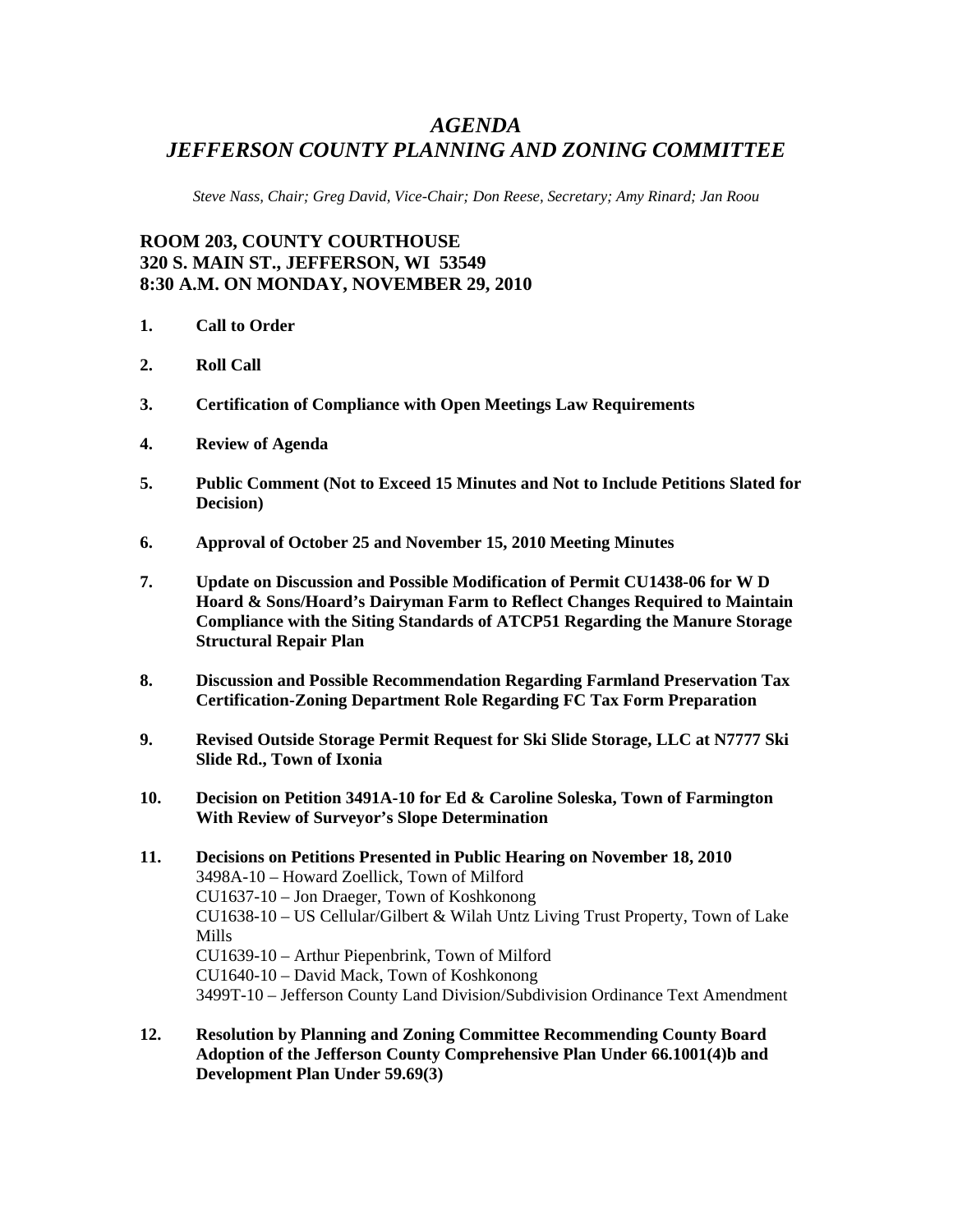# *AGENDA*
# *JEFFERSON COUNTY PLANNING AND ZONING COMMITTEE*

*Steve Nass, Chair; Greg David, Vice-Chair; Don Reese, Secretary; Amy Rinard; Jan Roou*

**ROOM 203, COUNTY COURTHOUSE**
**320 S. MAIN ST., JEFFERSON, WI 53549**
**8:30 A.M. ON MONDAY, NOVEMBER 29, 2010**

1. **Call to Order**

2. **Roll Call**

3. **Certification of Compliance with Open Meetings Law Requirements**

4. **Review of Agenda**

5. **Public Comment (Not to Exceed 15 Minutes and Not to Include Petitions Slated for Decision)**

6. **Approval of October 25 and November 15, 2010 Meeting Minutes**

7. **Update on Discussion and Possible Modification of Permit CU1438-06 for W D Hoard & Sons/Hoard's Dairyman Farm to Reflect Changes Required to Maintain Compliance with the Siting Standards of ATCP51 Regarding the Manure Storage Structural Repair Plan**

8. **Discussion and Possible Recommendation Regarding Farmland Preservation Tax Certification-Zoning Department Role Regarding FC Tax Form Preparation**

9. **Revised Outside Storage Permit Request for Ski Slide Storage, LLC at N7777 Ski Slide Rd., Town of Ixonia**

10. **Decision on Petition 3491A-10 for Ed & Caroline Soleska, Town of Farmington With Review of Surveyor's Slope Determination**

11. **Decisions on Petitions Presented in Public Hearing on November 18, 2010**
    3498A-10 – Howard Zoellick, Town of Milford
    CU1637-10 – Jon Draeger, Town of Koshkonong
    CU1638-10 – US Cellular/Gilbert & Wilah Untz Living Trust Property, Town of Lake Mills
    CU1639-10 – Arthur Piepenbrink, Town of Milford
    CU1640-10 – David Mack, Town of Koshkonong
    3499T-10 – Jefferson County Land Division/Subdivision Ordinance Text Amendment

12. **Resolution by Planning and Zoning Committee Recommending County Board Adoption of the Jefferson County Comprehensive Plan Under 66.1001(4)b and Development Plan Under 59.69(3)**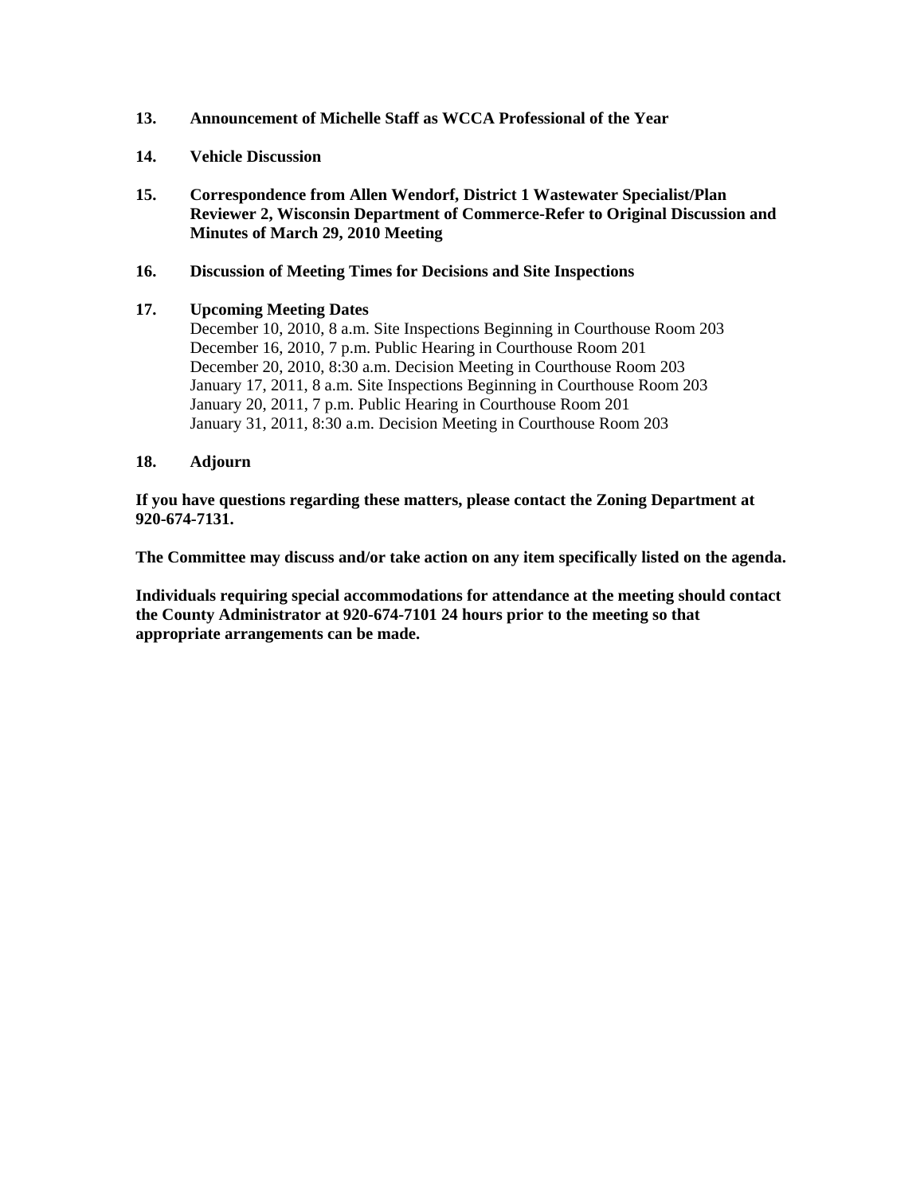**13. Announcement of Michelle Staff as WCCA Professional of the Year**

**14. Vehicle Discussion**

**15. Correspondence from Allen Wendorf, District 1 Wastewater Specialist/Plan Reviewer 2, Wisconsin Department of Commerce-Refer to Original Discussion and Minutes of March 29, 2010 Meeting**

**16. Discussion of Meeting Times for Decisions and Site Inspections**

**17. Upcoming Meeting Dates**

December 10, 2010, 8 a.m. Site Inspections Beginning in Courthouse Room 203
December 16, 2010, 7 p.m. Public Hearing in Courthouse Room 201
December 20, 2010, 8:30 a.m. Decision Meeting in Courthouse Room 203
January 17, 2011, 8 a.m. Site Inspections Beginning in Courthouse Room 203
January 20, 2011, 7 p.m. Public Hearing in Courthouse Room 201
January 31, 2011, 8:30 a.m. Decision Meeting in Courthouse Room 203

**18. Adjourn**

**If you have questions regarding these matters, please contact the Zoning Department at 920-674-7131.**

**The Committee may discuss and/or take action on any item specifically listed on the agenda.**

**Individuals requiring special accommodations for attendance at the meeting should contact the County Administrator at 920-674-7101 24 hours prior to the meeting so that appropriate arrangements can be made.**